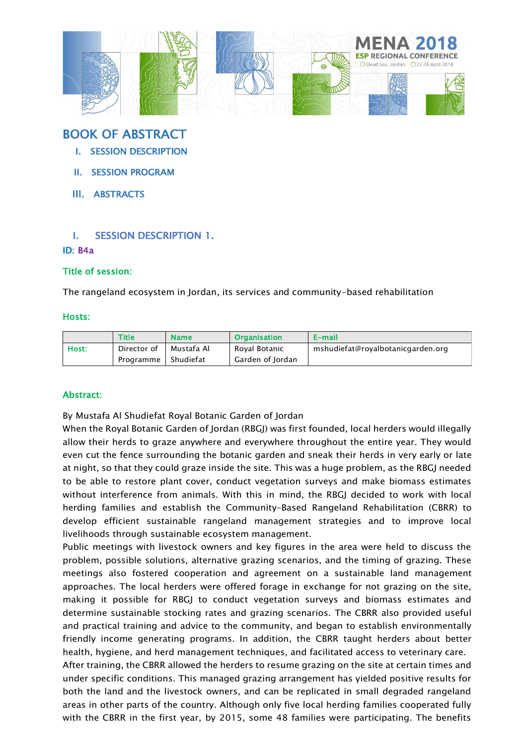# BOOK OF ABSTRACT

I. SESSION DESCRIPTION

II. SESSION PROGRAM

III. ABSTRACTS

## I. SESSION DESCRIPTION 1.

**ID**: B4a

### Title of session:

The rangeland ecosystem in Jordan, its services and community-based rehabilitation

### Hosts:

| | Title | Name | Organisation | E-mail |
|---|---|---|---|---|
| Host: | Director of Programme | Mustafa Al Shudiefat | Royal Botanic Garden of Jordan | mshudiefat@royalbotanicgarden.org |

### Abstract:

By Mustafa Al Shudiefat Royal Botanic Garden of Jordan

When the Royal Botanic Garden of Jordan (RBGJ) was first founded, local herders would illegally allow their herds to graze anywhere and everywhere throughout the entire year. They would even cut the fence surrounding the botanic garden and sneak their herds in very early or late at night, so that they could graze inside the site. This was a huge problem, as the RBGJ needed to be able to restore plant cover, conduct vegetation surveys and make biomass estimates without interference from animals. With this in mind, the RBGJ decided to work with local herding families and establish the Community-Based Rangeland Rehabilitation (CBRR) to develop efficient sustainable rangeland management strategies and to improve local livelihoods through sustainable ecosystem management.

Public meetings with livestock owners and key figures in the area were held to discuss the problem, possible solutions, alternative grazing scenarios, and the timing of grazing. These meetings also fostered cooperation and agreement on a sustainable land management approaches. The local herders were offered forage in exchange for not grazing on the site, making it possible for RBGJ to conduct vegetation surveys and biomass estimates and determine sustainable stocking rates and grazing scenarios. The CBRR also provided useful and practical training and advice to the community, and began to establish environmentally friendly income generating programs. In addition, the CBRR taught herders about better health, hygiene, and herd management techniques, and facilitated access to veterinary care.

After training, the CBRR allowed the herders to resume grazing on the site at certain times and under specific conditions. This managed grazing arrangement has yielded positive results for both the land and the livestock owners, and can be replicated in small degraded rangeland areas in other parts of the country. Although only five local herding families cooperated fully with the CBRR in the first year, by 2015, some 48 families were participating. The benefits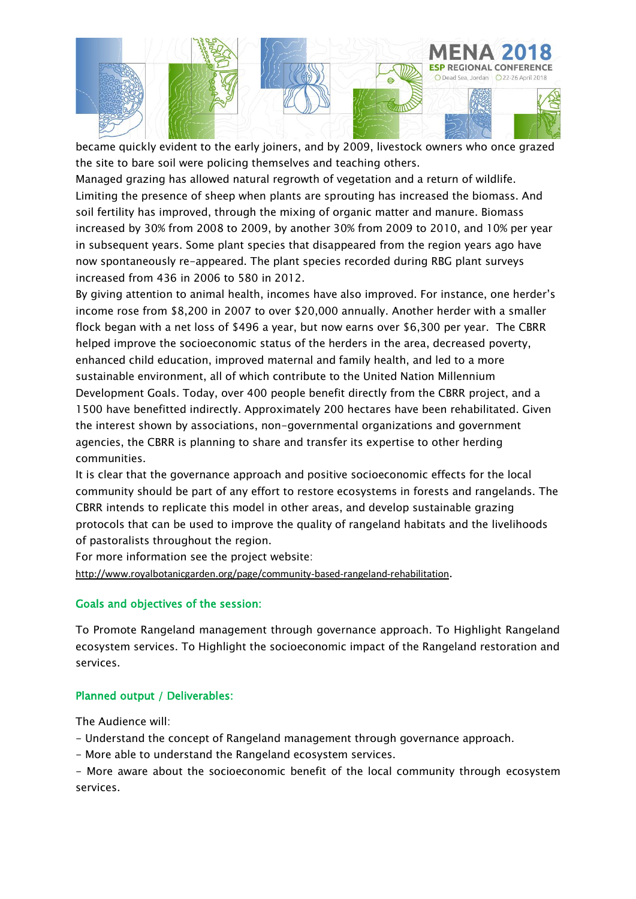became quickly evident to the early joiners, and by 2009, livestock owners who once grazed the site to bare soil were policing themselves and teaching others.

Managed grazing has allowed natural regrowth of vegetation and a return of wildlife. Limiting the presence of sheep when plants are sprouting has increased the biomass. And soil fertility has improved, through the mixing of organic matter and manure. Biomass increased by 30% from 2008 to 2009, by another 30% from 2009 to 2010, and 10% per year in subsequent years. Some plant species that disappeared from the region years ago have now spontaneously re-appeared. The plant species recorded during RBG plant surveys increased from 436 in 2006 to 580 in 2012.

By giving attention to animal health, incomes have also improved. For instance, one herder's income rose from $8,200 in 2007 to over $20,000 annually. Another herder with a smaller flock began with a net loss of $496 a year, but now earns over $6,300 per year. The CBRR helped improve the socioeconomic status of the herders in the area, decreased poverty, enhanced child education, improved maternal and family health, and led to a more sustainable environment, all of which contribute to the United Nation Millennium Development Goals. Today, over 400 people benefit directly from the CBRR project, and a 1500 have benefitted indirectly. Approximately 200 hectares have been rehabilitated. Given the interest shown by associations, non-governmental organizations and government agencies, the CBRR is planning to share and transfer its expertise to other herding communities.

It is clear that the governance approach and positive socioeconomic effects for the local community should be part of any effort to restore ecosystems in forests and rangelands. The CBRR intends to replicate this model in other areas, and develop sustainable grazing protocols that can be used to improve the quality of rangeland habitats and the livelihoods of pastoralists throughout the region.

For more information see the project website: http://www.royalbotanicgarden.org/page/community-based-rangeland-rehabilitation.

### Goals and objectives of the session:

To Promote Rangeland management through governance approach. To Highlight Rangeland ecosystem services. To Highlight the socioeconomic impact of the Rangeland restoration and services.

### Planned output / Deliverables:

The Audience will:

- Understand the concept of Rangeland management through governance approach.
- More able to understand the Rangeland ecosystem services.
- More aware about the socioeconomic benefit of the local community through ecosystem services.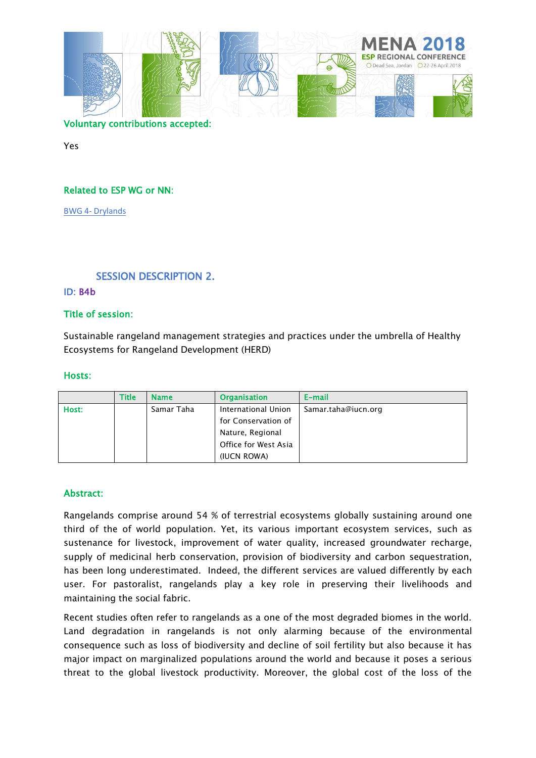**Voluntary contributions accepted:**

Yes

**Related to ESP WG or NN:**

BWG 4- Drylands

## SESSION DESCRIPTION 2.

**ID: B4b**

**Title of session:**

Sustainable rangeland management strategies and practices under the umbrella of Healthy Ecosystems for Rangeland Development (HERD)

**Hosts:**

| | Title | Name | Organisation | E-mail |
|---|---|---|---|---|
| Host: | | Samar Taha | International Union for Conservation of Nature, Regional Office for West Asia (IUCN ROWA) | Samar.taha@iucn.org |

**Abstract:**

Rangelands comprise around 54 % of terrestrial ecosystems globally sustaining around one third of the of world population. Yet, its various important ecosystem services, such as sustenance for livestock, improvement of water quality, increased groundwater recharge, supply of medicinal herb conservation, provision of biodiversity and carbon sequestration, has been long underestimated. Indeed, the different services are valued differently by each user. For pastoralist, rangelands play a key role in preserving their livelihoods and maintaining the social fabric.

Recent studies often refer to rangelands as a one of the most degraded biomes in the world. Land degradation in rangelands is not only alarming because of the environmental consequence such as loss of biodiversity and decline of soil fertility but also because it has major impact on marginalized populations around the world and because it poses a serious threat to the global livestock productivity. Moreover, the global cost of the loss of the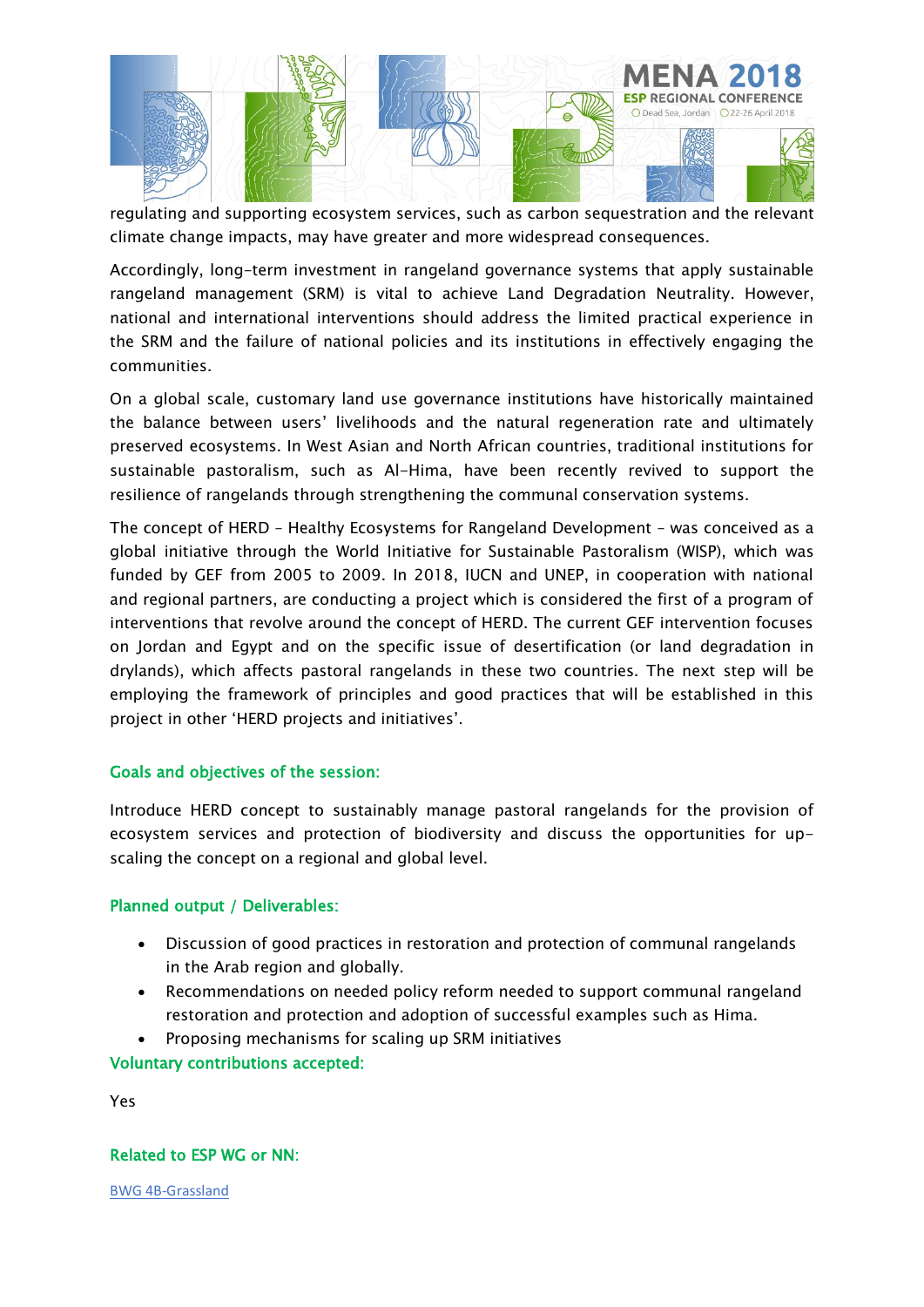regulating and supporting ecosystem services, such as carbon sequestration and the relevant climate change impacts, may have greater and more widespread consequences.

Accordingly, long-term investment in rangeland governance systems that apply sustainable rangeland management (SRM) is vital to achieve Land Degradation Neutrality. However, national and international interventions should address the limited practical experience in the SRM and the failure of national policies and its institutions in effectively engaging the communities.

On a global scale, customary land use governance institutions have historically maintained the balance between users' livelihoods and the natural regeneration rate and ultimately preserved ecosystems. In West Asian and North African countries, traditional institutions for sustainable pastoralism, such as Al-Hima, have been recently revived to support the resilience of rangelands through strengthening the communal conservation systems.

The concept of HERD – Healthy Ecosystems for Rangeland Development – was conceived as a global initiative through the World Initiative for Sustainable Pastoralism (WISP), which was funded by GEF from 2005 to 2009. In 2018, IUCN and UNEP, in cooperation with national and regional partners, are conducting a project which is considered the first of a program of interventions that revolve around the concept of HERD. The current GEF intervention focuses on Jordan and Egypt and on the specific issue of desertification (or land degradation in drylands), which affects pastoral rangelands in these two countries. The next step will be employing the framework of principles and good practices that will be established in this project in other 'HERD projects and initiatives'.

### Goals and objectives of the session:

Introduce HERD concept to sustainably manage pastoral rangelands for the provision of ecosystem services and protection of biodiversity and discuss the opportunities for up-scaling the concept on a regional and global level.

### Planned output / Deliverables:

- Discussion of good practices in restoration and protection of communal rangelands in the Arab region and globally.
- Recommendations on needed policy reform needed to support communal rangeland restoration and protection and adoption of successful examples such as Hima.
- Proposing mechanisms for scaling up SRM initiatives

### Voluntary contributions accepted:

Yes

### Related to ESP WG or NN:

BWG 4B-Grassland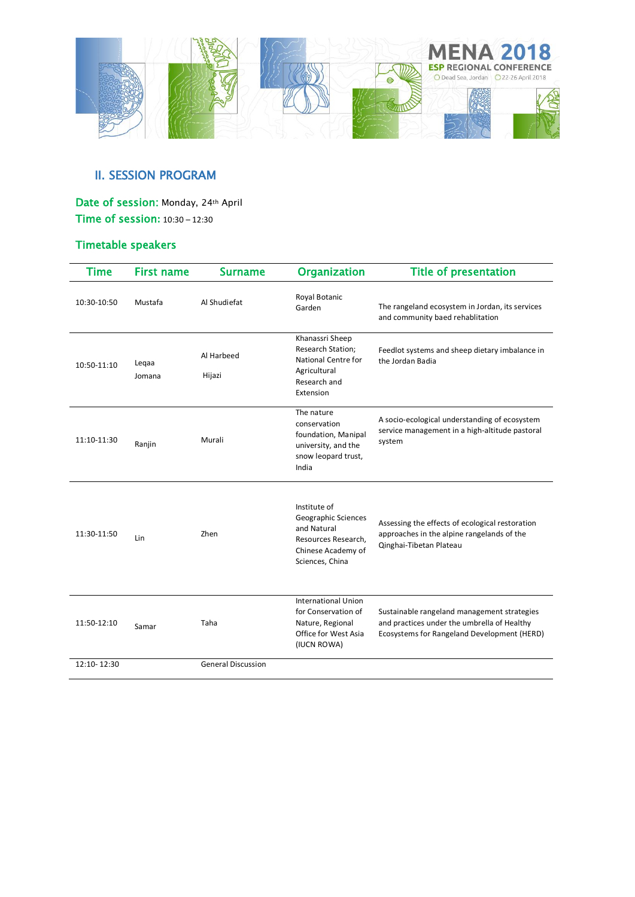## II. SESSION PROGRAM

**Date of session:** Monday, 24th April

**Time of session:** 10:30 – 12:30

### Timetable speakers

| Time | First name | Surname | Organization | Title of presentation |
|---|---|---|---|---|
| 10:30-10:50 | Mustafa | Al Shudiefat | Royal Botanic Garden | The rangeland ecosystem in Jordan, its services and community baed rehablitation |
| 10:50-11:10 | Leqaa<br>Jomana | Al Harbeed<br>Hijazi | Khanassri Sheep Research Station; National Centre for Agricultural Research and Extension | Feedlot systems and sheep dietary imbalance in the Jordan Badia |
| 11:10-11:30 | Ranjin | Murali | The nature conservation foundation, Manipal university, and the snow leopard trust, India | A socio-ecological understanding of ecosystem service management in a high-altitude pastoral system |
| 11:30-11:50 | Lin | Zhen | Institute of Geographic Sciences and Natural Resources Research, Chinese Academy of Sciences, China | Assessing the effects of ecological restoration approaches in the alpine rangelands of the Qinghai-Tibetan Plateau |
| 11:50-12:10 | Samar | Taha | International Union for Conservation of Nature, Regional Office for West Asia (IUCN ROWA) | Sustainable rangeland management strategies and practices under the umbrella of Healthy Ecosystems for Rangeland Development (HERD) |
| 12:10- 12:30 | | General Discussion | | |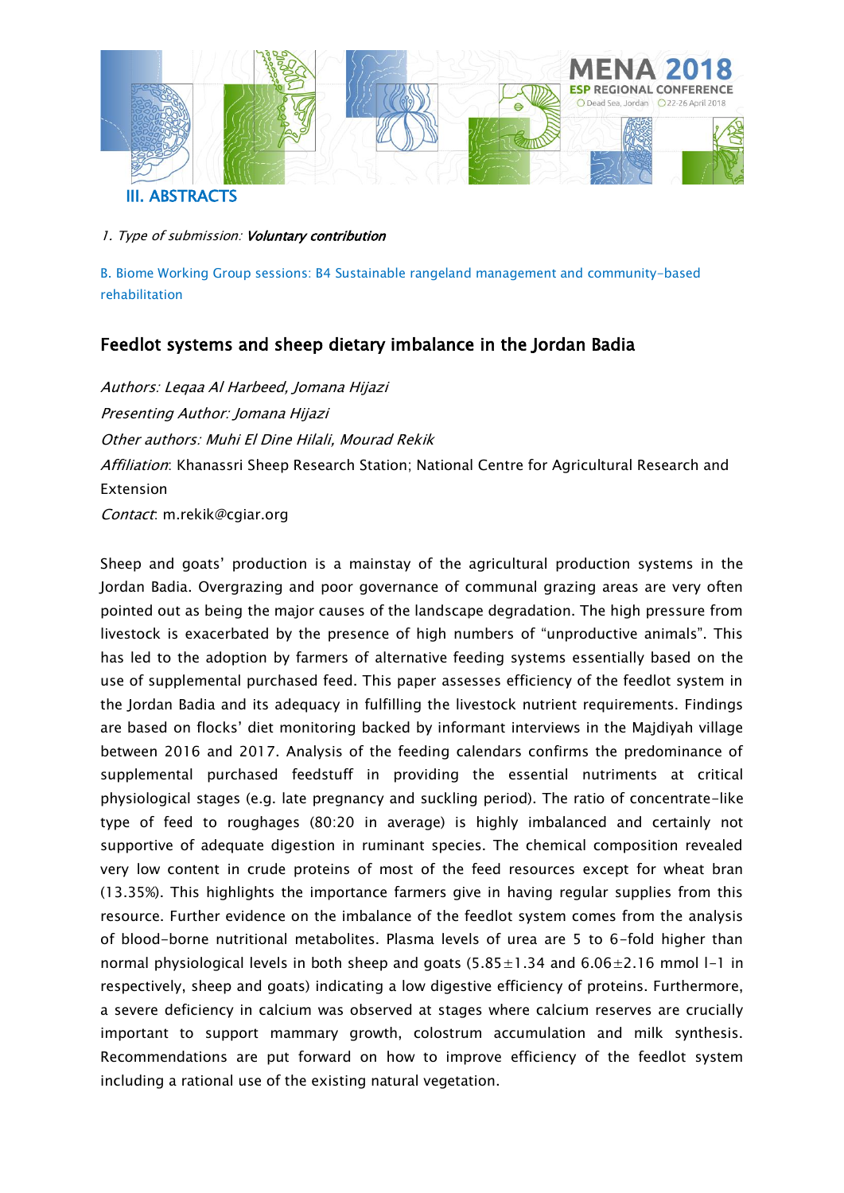## III. ABSTRACTS

1. *Type of submission:* ***Voluntary contribution***

B. Biome Working Group sessions: B4 Sustainable rangeland management and community-based rehabilitation

### Feedlot systems and sheep dietary imbalance in the Jordan Badia

*Authors: Leqaa Al Harbeed, Jomana Hijazi*

*Presenting Author: Jomana Hijazi*

*Other authors: Muhi El Dine Hilali, Mourad Rekik*

*Affiliation*: Khanassri Sheep Research Station; National Centre for Agricultural Research and Extension

*Contact*: m.rekik@cgiar.org

Sheep and goats' production is a mainstay of the agricultural production systems in the Jordan Badia. Overgrazing and poor governance of communal grazing areas are very often pointed out as being the major causes of the landscape degradation. The high pressure from livestock is exacerbated by the presence of high numbers of "unproductive animals". This has led to the adoption by farmers of alternative feeding systems essentially based on the use of supplemental purchased feed. This paper assesses efficiency of the feedlot system in the Jordan Badia and its adequacy in fulfilling the livestock nutrient requirements. Findings are based on flocks' diet monitoring backed by informant interviews in the Majdiyah village between 2016 and 2017. Analysis of the feeding calendars confirms the predominance of supplemental purchased feedstuff in providing the essential nutriments at critical physiological stages (e.g. late pregnancy and suckling period). The ratio of concentrate-like type of feed to roughages (80:20 in average) is highly imbalanced and certainly not supportive of adequate digestion in ruminant species. The chemical composition revealed very low content in crude proteins of most of the feed resources except for wheat bran (13.35%). This highlights the importance farmers give in having regular supplies from this resource. Further evidence on the imbalance of the feedlot system comes from the analysis of blood-borne nutritional metabolites. Plasma levels of urea are 5 to 6-fold higher than normal physiological levels in both sheep and goats ($5.85\pm1.34$ and $6.06\pm2.16$ mmol $l^{-1}$ in respectively, sheep and goats) indicating a low digestive efficiency of proteins. Furthermore, a severe deficiency in calcium was observed at stages where calcium reserves are crucially important to support mammary growth, colostrum accumulation and milk synthesis. Recommendations are put forward on how to improve efficiency of the feedlot system including a rational use of the existing natural vegetation.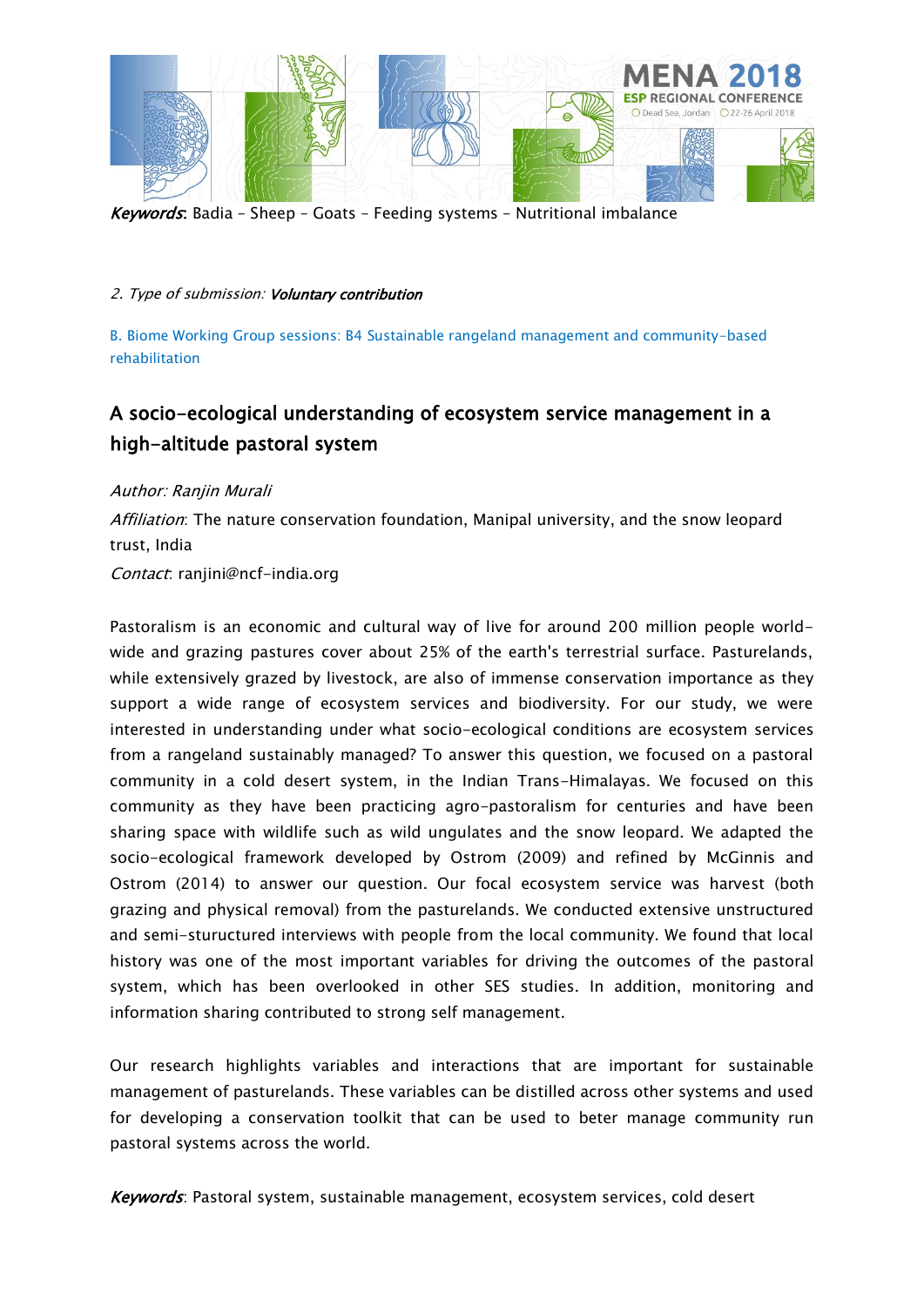*Keywords*: Badia - Sheep - Goats - Feeding systems - Nutritional imbalance

2. *Type of submission*: ***Voluntary contribution***

B. Biome Working Group sessions: B4 Sustainable rangeland management and community-based rehabilitation

## A socio-ecological understanding of ecosystem service management in a high-altitude pastoral system

*Author: Ranjin Murali*

*Affiliation*: The nature conservation foundation, Manipal university, and the snow leopard trust, India

*Contact*: ranjini@ncf-india.org

Pastoralism is an economic and cultural way of live for around 200 million people world-wide and grazing pastures cover about 25% of the earth's terrestrial surface. Pasturelands, while extensively grazed by livestock, are also of immense conservation importance as they support a wide range of ecosystem services and biodiversity. For our study, we were interested in understanding under what socio-ecological conditions are ecosystem services from a rangeland sustainably managed? To answer this question, we focused on a pastoral community in a cold desert system, in the Indian Trans-Himalayas. We focused on this community as they have been practicing agro-pastoralism for centuries and have been sharing space with wildlife such as wild ungulates and the snow leopard. We adapted the socio-ecological framework developed by Ostrom (2009) and refined by McGinnis and Ostrom (2014) to answer our question. Our focal ecosystem service was harvest (both grazing and physical removal) from the pasturelands. We conducted extensive unstructured and semi-stuructured interviews with people from the local community. We found that local history was one of the most important variables for driving the outcomes of the pastoral system, which has been overlooked in other SES studies. In addition, monitoring and information sharing contributed to strong self management.

Our research highlights variables and interactions that are important for sustainable management of pasturelands. These variables can be distilled across other systems and used for developing a conservation toolkit that can be used to beter manage community run pastoral systems across the world.

*Keywords*: Pastoral system, sustainable management, ecosystem services, cold desert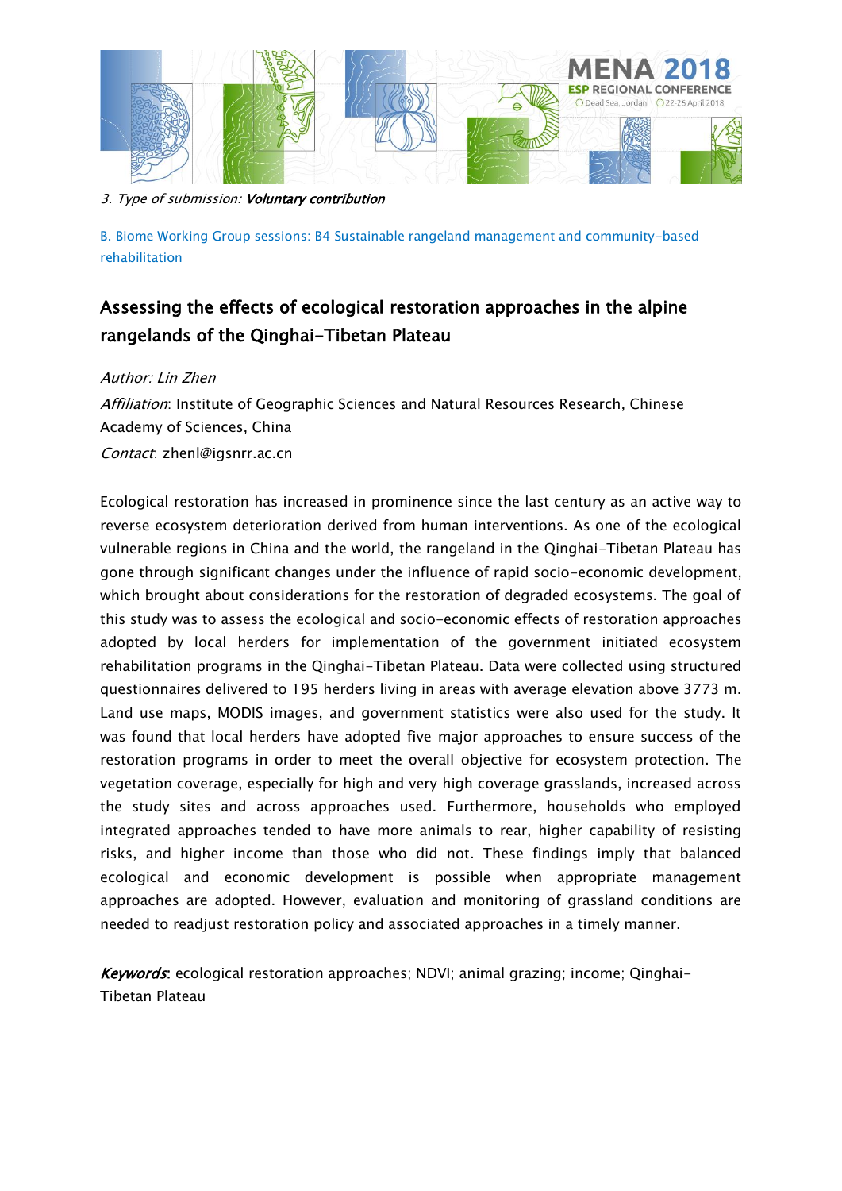*3. Type of submission:* ***Voluntary contribution***

B. Biome Working Group sessions: B4 Sustainable rangeland management and community-based rehabilitation

## Assessing the effects of ecological restoration approaches in the alpine rangelands of the Qinghai-Tibetan Plateau

*Author: Lin Zhen*

*Affiliation*: Institute of Geographic Sciences and Natural Resources Research, Chinese Academy of Sciences, China

*Contact*: zhenl@igsnrr.ac.cn

Ecological restoration has increased in prominence since the last century as an active way to reverse ecosystem deterioration derived from human interventions. As one of the ecological vulnerable regions in China and the world, the rangeland in the Qinghai-Tibetan Plateau has gone through significant changes under the influence of rapid socio-economic development, which brought about considerations for the restoration of degraded ecosystems. The goal of this study was to assess the ecological and socio-economic effects of restoration approaches adopted by local herders for implementation of the government initiated ecosystem rehabilitation programs in the Qinghai-Tibetan Plateau. Data were collected using structured questionnaires delivered to 195 herders living in areas with average elevation above 3773 m. Land use maps, MODIS images, and government statistics were also used for the study. It was found that local herders have adopted five major approaches to ensure success of the restoration programs in order to meet the overall objective for ecosystem protection. The vegetation coverage, especially for high and very high coverage grasslands, increased across the study sites and across approaches used. Furthermore, households who employed integrated approaches tended to have more animals to rear, higher capability of resisting risks, and higher income than those who did not. These findings imply that balanced ecological and economic development is possible when appropriate management approaches are adopted. However, evaluation and monitoring of grassland conditions are needed to readjust restoration policy and associated approaches in a timely manner.

***Keywords***: ecological restoration approaches; NDVI; animal grazing; income; Qinghai-Tibetan Plateau